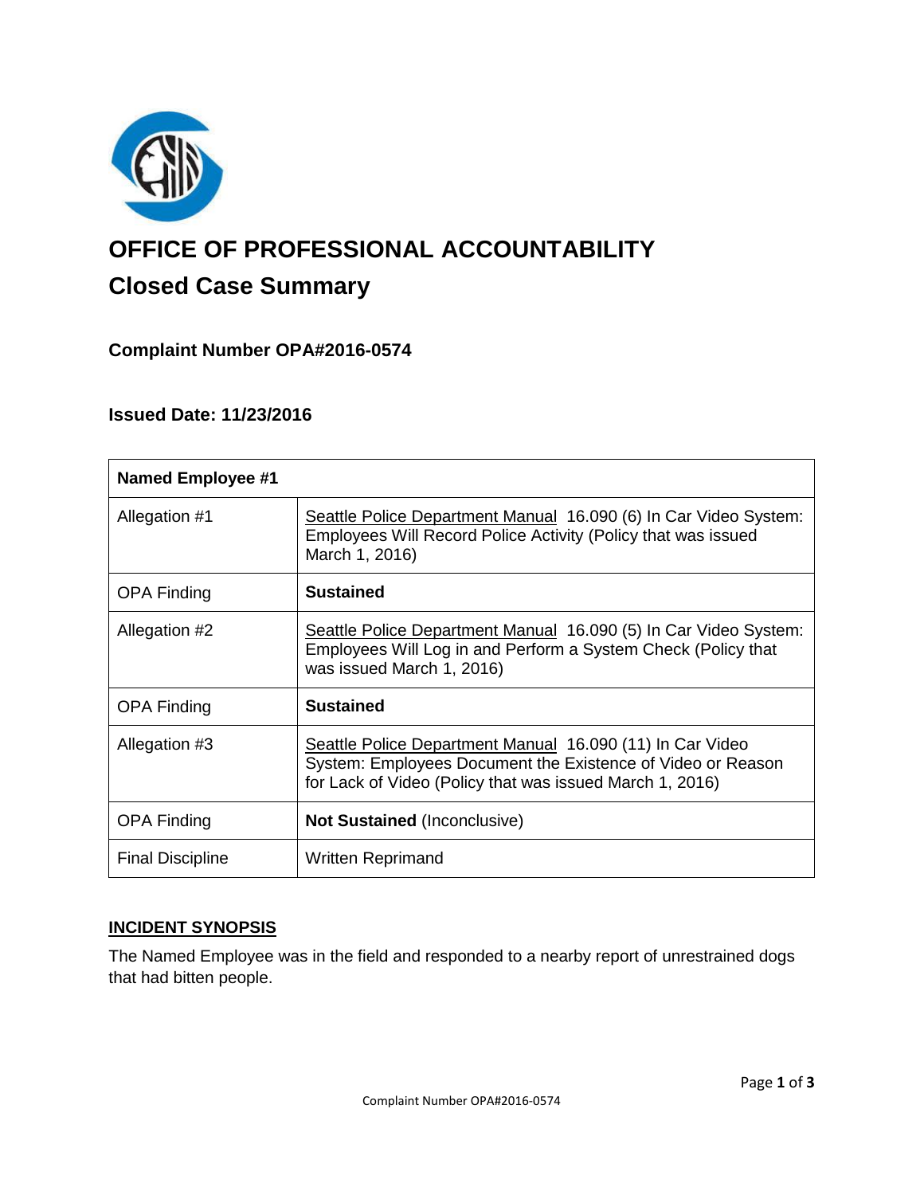# OFFICE OF PROFESSIONAL ACCOUNTABILITY

## Closed Case Summary

### Complaint Number OPA#2016-0574

### Issued Date: 11/23/2016

| **Named Employee #1** | |
|---|---|
| Allegation #1 | Seattle Police Department Manual 16.090 (6) In Car Video System: Employees Will Record Police Activity (Policy that was issued March 1, 2016) |
| OPA Finding | **Sustained** |
| Allegation #2 | Seattle Police Department Manual 16.090 (5) In Car Video System: Employees Will Log in and Perform a System Check (Policy that was issued March 1, 2016) |
| OPA Finding | **Sustained** |
| Allegation #3 | Seattle Police Department Manual 16.090 (11) In Car Video System: Employees Document the Existence of Video or Reason for Lack of Video (Policy that was issued March 1, 2016) |
| OPA Finding | **Not Sustained** (Inconclusive) |
| Final Discipline | Written Reprimand |

**INCIDENT SYNOPSIS**

The Named Employee was in the field and responded to a nearby report of unrestrained dogs that had bitten people.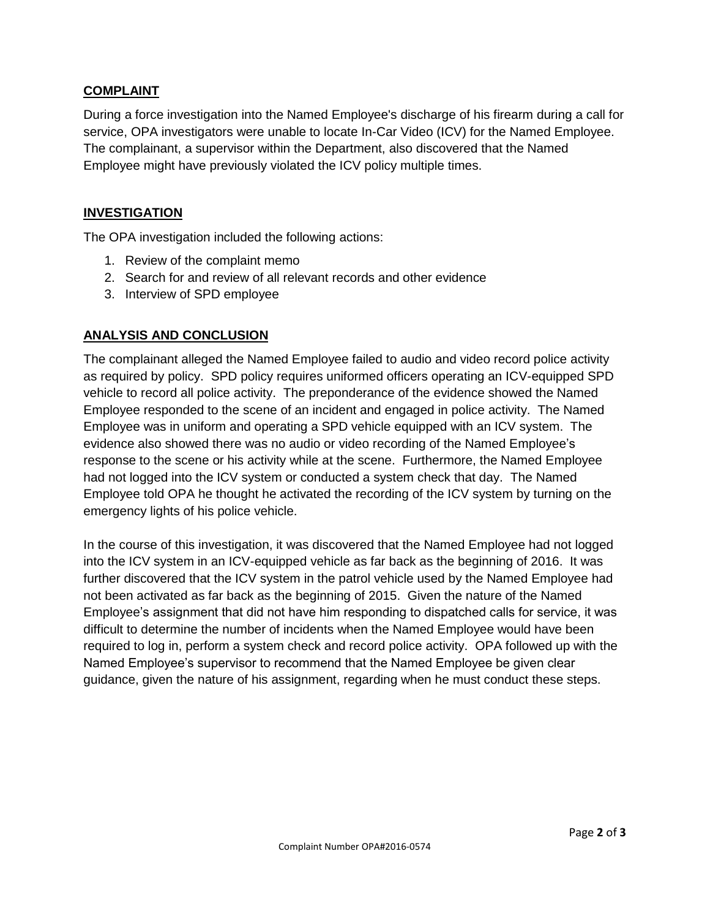## COMPLAINT

During a force investigation into the Named Employee's discharge of his firearm during a call for service, OPA investigators were unable to locate In-Car Video (ICV) for the Named Employee. The complainant, a supervisor within the Department, also discovered that the Named Employee might have previously violated the ICV policy multiple times.

## INVESTIGATION

The OPA investigation included the following actions:

1. Review of the complaint memo
2. Search for and review of all relevant records and other evidence
3. Interview of SPD employee

## ANALYSIS AND CONCLUSION

The complainant alleged the Named Employee failed to audio and video record police activity as required by policy. SPD policy requires uniformed officers operating an ICV-equipped SPD vehicle to record all police activity. The preponderance of the evidence showed the Named Employee responded to the scene of an incident and engaged in police activity. The Named Employee was in uniform and operating a SPD vehicle equipped with an ICV system. The evidence also showed there was no audio or video recording of the Named Employee's response to the scene or his activity while at the scene. Furthermore, the Named Employee had not logged into the ICV system or conducted a system check that day. The Named Employee told OPA he thought he activated the recording of the ICV system by turning on the emergency lights of his police vehicle.

In the course of this investigation, it was discovered that the Named Employee had not logged into the ICV system in an ICV-equipped vehicle as far back as the beginning of 2016. It was further discovered that the ICV system in the patrol vehicle used by the Named Employee had not been activated as far back as the beginning of 2015. Given the nature of the Named Employee's assignment that did not have him responding to dispatched calls for service, it was difficult to determine the number of incidents when the Named Employee would have been required to log in, perform a system check and record police activity. OPA followed up with the Named Employee's supervisor to recommend that the Named Employee be given clear guidance, given the nature of his assignment, regarding when he must conduct these steps.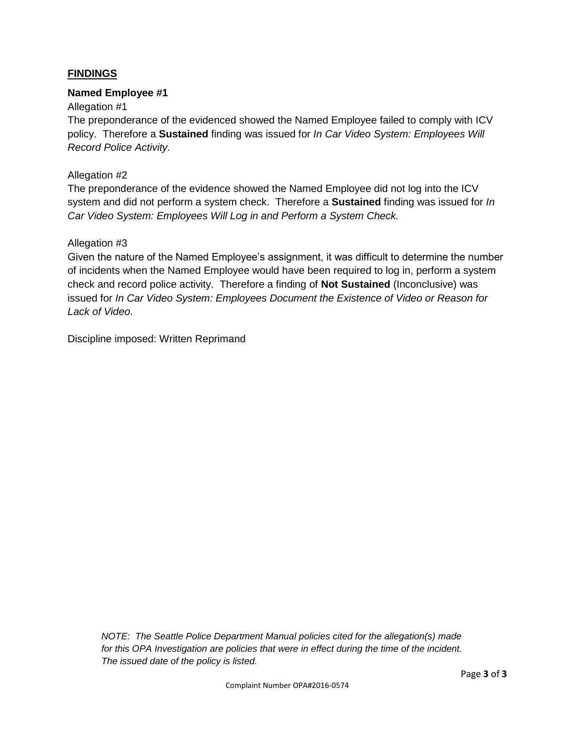## FINDINGS

**Named Employee #1**

Allegation #1

The preponderance of the evidenced showed the Named Employee failed to comply with ICV policy. Therefore a **Sustained** finding was issued for *In Car Video System: Employees Will Record Police Activity.*

Allegation #2

The preponderance of the evidence showed the Named Employee did not log into the ICV system and did not perform a system check. Therefore a **Sustained** finding was issued for *In Car Video System: Employees Will Log in and Perform a System Check.*

Allegation #3

Given the nature of the Named Employee's assignment, it was difficult to determine the number of incidents when the Named Employee would have been required to log in, perform a system check and record police activity. Therefore a finding of **Not Sustained** (Inconclusive) was issued for *In Car Video System: Employees Document the Existence of Video or Reason for Lack of Video.*

Discipline imposed: Written Reprimand

*NOTE: The Seattle Police Department Manual policies cited for the allegation(s) made for this OPA Investigation are policies that were in effect during the time of the incident. The issued date of the policy is listed.*